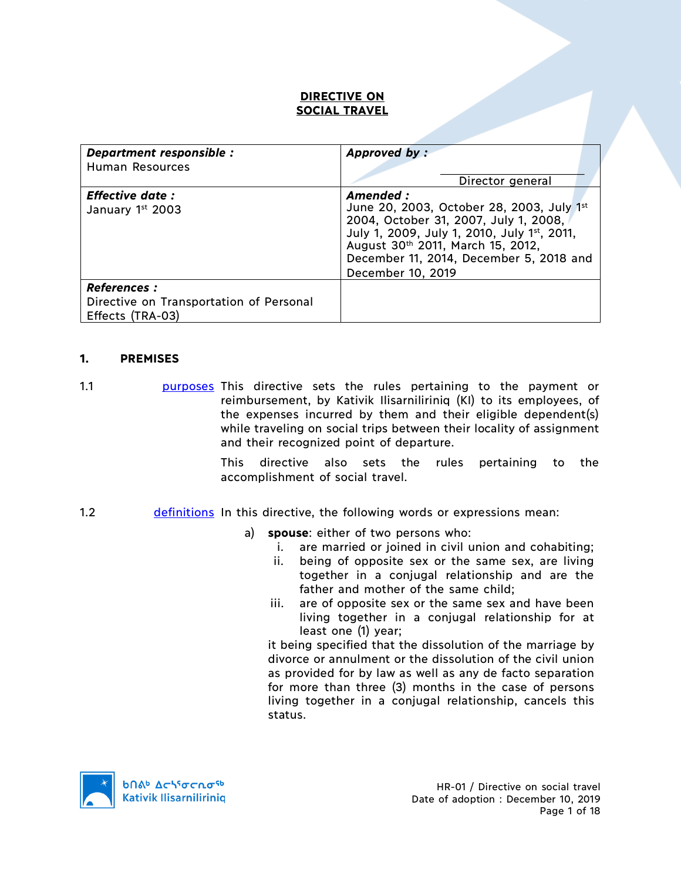# DIRECTIVE ON SOCIAL TRAVEL

| ***Department responsible :*** Human Resources | ***Approved by :*** Director general |
|---|---|
| ***Effective date :*** January 1st 2003 | ***Amended :*** June 20, 2003, October 28, 2003, July 1st 2004, October 31, 2007, July 1, 2008, July 1, 2009, July 1, 2010, July 1st, 2011, August 30th 2011, March 15, 2012, December 11, 2014, December 5, 2018 and December 10, 2019 |
| ***References :*** Directive on Transportation of Personal Effects (TRA-03) | |

## 1. PREMISES

1.1 purposes

This directive sets the rules pertaining to the payment or reimbursement, by Kativik Ilisarniliriniq (KI) to its employees, of the expenses incurred by them and their eligible dependent(s) while traveling on social trips between their locality of assignment and their recognized point of departure.

This directive also sets the rules pertaining to the accomplishment of social travel.

1.2 definitions

In this directive, the following words or expressions mean:

a) **spouse**: either of two persons who:

   i. are married or joined in civil union and cohabiting;

   ii. being of opposite sex or the same sex, are living together in a conjugal relationship and are the father and mother of the same child;

   iii. are of opposite sex or the same sex and have been living together in a conjugal relationship for at least one (1) year;

it being specified that the dissolution of the marriage by divorce or annulment or the dissolution of the civil union as provided for by law as well as any de facto separation for more than three (3) months in the case of persons living together in a conjugal relationship, cancels this status.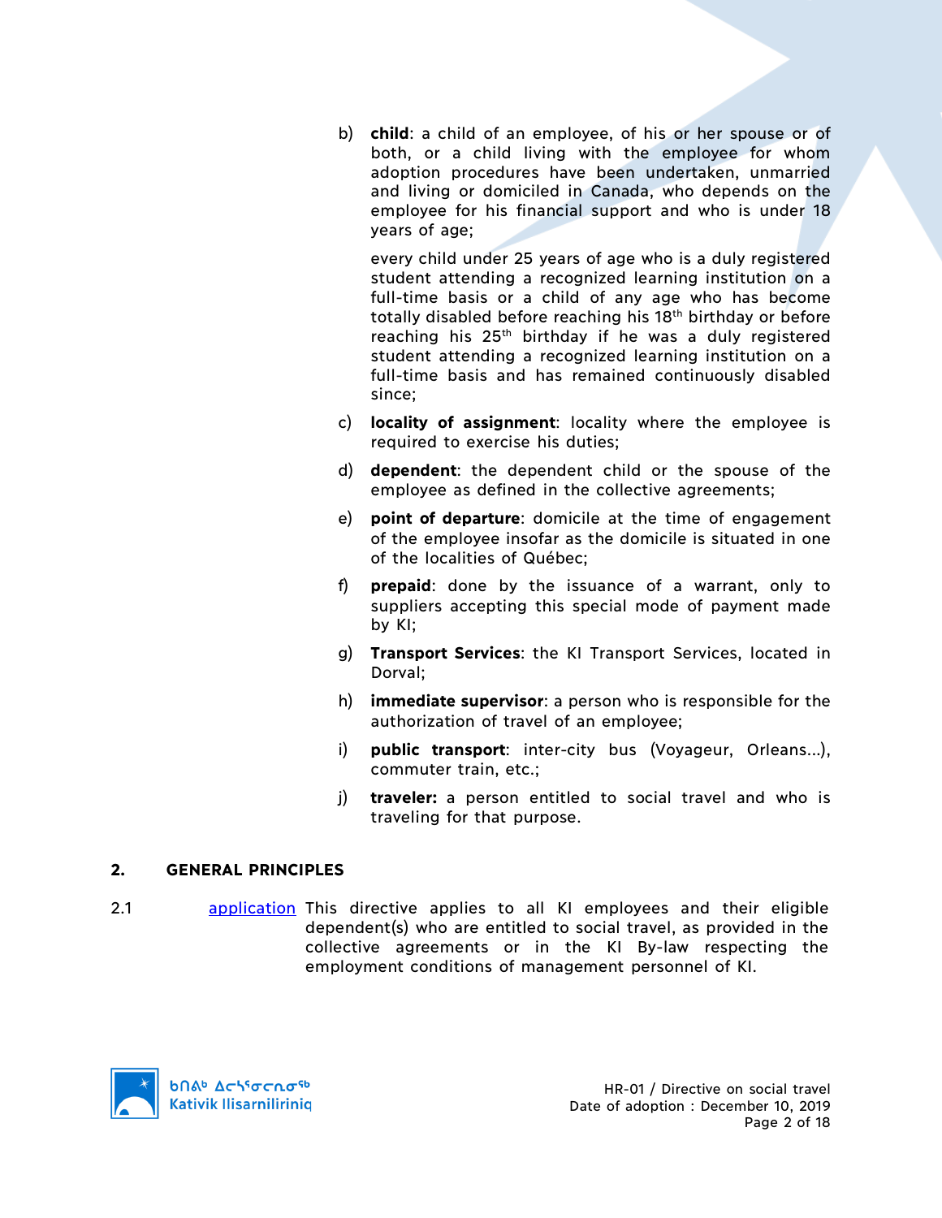b) **child**: a child of an employee, of his or her spouse or of both, or a child living with the employee for whom adoption procedures have been undertaken, unmarried and living or domiciled in Canada, who depends on the employee for his financial support and who is under 18 years of age;

   every child under 25 years of age who is a duly registered student attending a recognized learning institution on a full-time basis or a child of any age who has become totally disabled before reaching his 18th birthday or before reaching his 25th birthday if he was a duly registered student attending a recognized learning institution on a full-time basis and has remained continuously disabled since;

c) **locality of assignment**: locality where the employee is required to exercise his duties;

d) **dependent**: the dependent child or the spouse of the employee as defined in the collective agreements;

e) **point of departure**: domicile at the time of engagement of the employee insofar as the domicile is situated in one of the localities of Québec;

f) **prepaid**: done by the issuance of a warrant, only to suppliers accepting this special mode of payment made by KI;

g) **Transport Services**: the KI Transport Services, located in Dorval;

h) **immediate supervisor**: a person who is responsible for the authorization of travel of an employee;

i) **public transport**: inter-city bus (Voyageur, Orleans…), commuter train, etc.;

j) **traveler:** a person entitled to social travel and who is traveling for that purpose.

## 2. GENERAL PRINCIPLES

2.1 application This directive applies to all KI employees and their eligible dependent(s) who are entitled to social travel, as provided in the collective agreements or in the KI By-law respecting the employment conditions of management personnel of KI.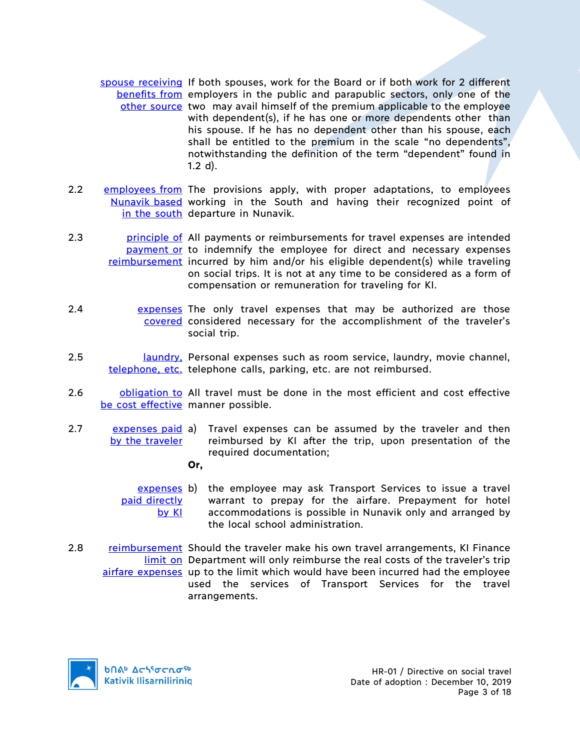**spouse receiving benefits from other source** If both spouses, work for the Board or if both work for 2 different employers in the public and parapublic sectors, only one of the two may avail himself of the premium applicable to the employee with dependent(s), if he has one or more dependents other than his spouse. If he has no dependent other than his spouse, each shall be entitled to the premium in the scale "no dependents", notwithstanding the definition of the term "dependent" found in 1.2 d).

2.2 **employees from Nunavik based in the south** The provisions apply, with proper adaptations, to employees working in the South and having their recognized point of departure in Nunavik.

2.3 **principle of payment or reimbursement** All payments or reimbursements for travel expenses are intended to indemnify the employee for direct and necessary expenses incurred by him and/or his eligible dependent(s) while traveling on social trips. It is not at any time to be considered as a form of compensation or remuneration for traveling for KI.

2.4 **expenses covered** The only travel expenses that may be authorized are those considered necessary for the accomplishment of the traveler's social trip.

2.5 **laundry, telephone, etc.** Personal expenses such as room service, laundry, movie channel, telephone calls, parking, etc. are not reimbursed.

2.6 **obligation to be cost effective** All travel must be done in the most efficient and cost effective manner possible.

2.7 **expenses paid by the traveler**

a) Travel expenses can be assumed by the traveler and then reimbursed by KI after the trip, upon presentation of the required documentation;

**Or,**

**expenses paid directly by KI**

b) the employee may ask Transport Services to issue a travel warrant to prepay for the airfare. Prepayment for hotel accommodations is possible in Nunavik only and arranged by the local school administration.

2.8 **reimbursement limit on airfare expenses** Should the traveler make his own travel arrangements, KI Finance Department will only reimburse the real costs of the traveler's trip up to the limit which would have been incurred had the employee used the services of Transport Services for the travel arrangements.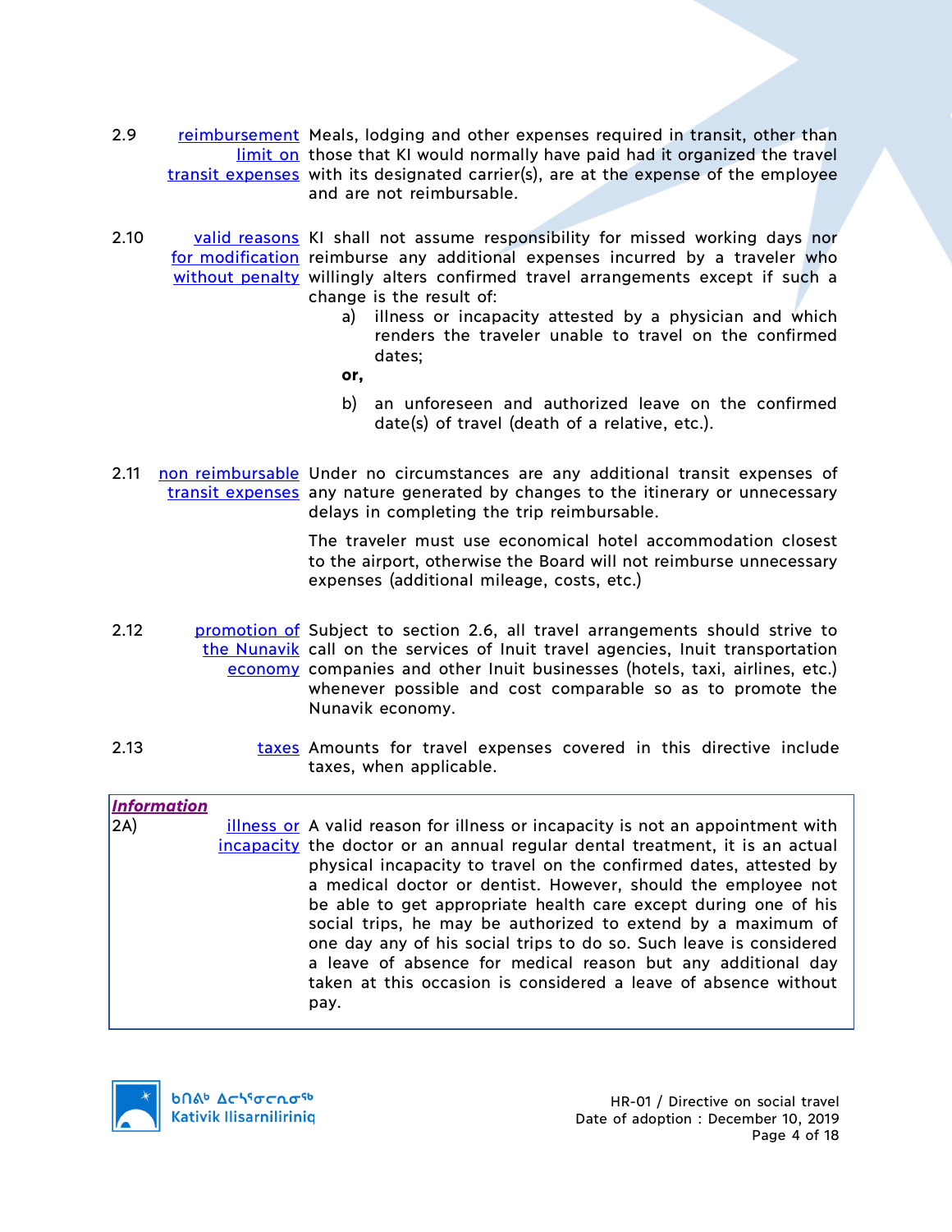2.9 **reimbursement limit on transit expenses** Meals, lodging and other expenses required in transit, other than those that KI would normally have paid had it organized the travel with its designated carrier(s), are at the expense of the employee and are not reimbursable.

2.10 **valid reasons for modification without penalty** KI shall not assume responsibility for missed working days nor reimburse any additional expenses incurred by a traveler who willingly alters confirmed travel arrangements except if such a change is the result of:

a) illness or incapacity attested by a physician and which renders the traveler unable to travel on the confirmed dates;

**or,**

b) an unforeseen and authorized leave on the confirmed date(s) of travel (death of a relative, etc.).

2.11 **non reimbursable transit expenses** Under no circumstances are any additional transit expenses of any nature generated by changes to the itinerary or unnecessary delays in completing the trip reimbursable.

The traveler must use economical hotel accommodation closest to the airport, otherwise the Board will not reimburse unnecessary expenses (additional mileage, costs, etc.)

2.12 **promotion of the Nunavik economy** Subject to section 2.6, all travel arrangements should strive to call on the services of Inuit travel agencies, Inuit transportation companies and other Inuit businesses (hotels, taxi, airlines, etc.) whenever possible and cost comparable so as to promote the Nunavik economy.

2.13 **taxes** Amounts for travel expenses covered in this directive include taxes, when applicable.

***Information***

2A) **illness or incapacity** A valid reason for illness or incapacity is not an appointment with the doctor or an annual regular dental treatment, it is an actual physical incapacity to travel on the confirmed dates, attested by a medical doctor or dentist. However, should the employee not be able to get appropriate health care except during one of his social trips, he may be authorized to extend by a maximum of one day any of his social trips to do so. Such leave is considered a leave of absence for medical reason but any additional day taken at this occasion is considered a leave of absence without pay.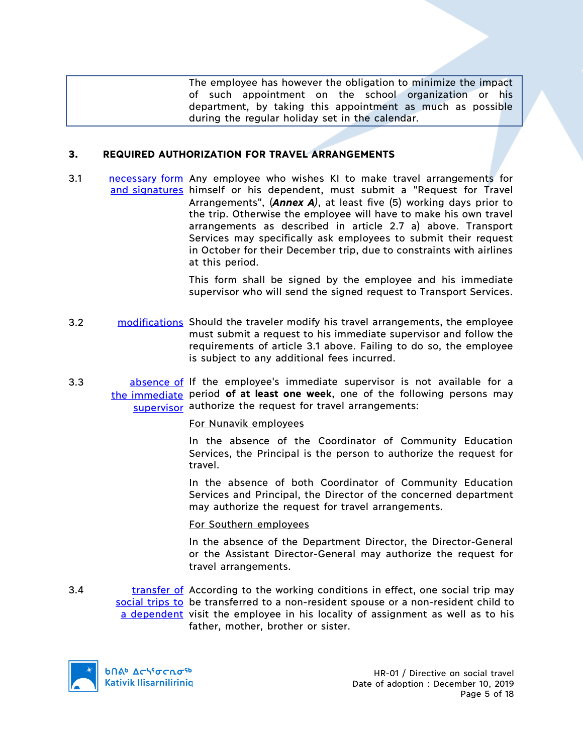The employee has however the obligation to minimize the impact of such appointment on the school organization or his department, by taking this appointment as much as possible during the regular holiday set in the calendar.

## 3. REQUIRED AUTHORIZATION FOR TRAVEL ARRANGEMENTS

**3.1** necessary form and signatures

Any employee who wishes KI to make travel arrangements for himself or his dependent, must submit a "Request for Travel Arrangements", (***Annex A***), at least five (5) working days prior to the trip. Otherwise the employee will have to make his own travel arrangements as described in article 2.7 a) above. Transport Services may specifically ask employees to submit their request in October for their December trip, due to constraints with airlines at this period.

This form shall be signed by the employee and his immediate supervisor who will send the signed request to Transport Services.

**3.2** modifications

Should the traveler modify his travel arrangements, the employee must submit a request to his immediate supervisor and follow the requirements of article 3.1 above. Failing to do so, the employee is subject to any additional fees incurred.

**3.3** absence of the immediate supervisor

If the employee's immediate supervisor is not available for a period **of at least one week**, one of the following persons may authorize the request for travel arrangements:

For Nunavik employees

In the absence of the Coordinator of Community Education Services, the Principal is the person to authorize the request for travel.

In the absence of both Coordinator of Community Education Services and Principal, the Director of the concerned department may authorize the request for travel arrangements.

For Southern employees

In the absence of the Department Director, the Director-General or the Assistant Director-General may authorize the request for travel arrangements.

**3.4** transfer of social trips to a dependent

According to the working conditions in effect, one social trip may be transferred to a non-resident spouse or a non-resident child to visit the employee in his locality of assignment as well as to his father, mother, brother or sister.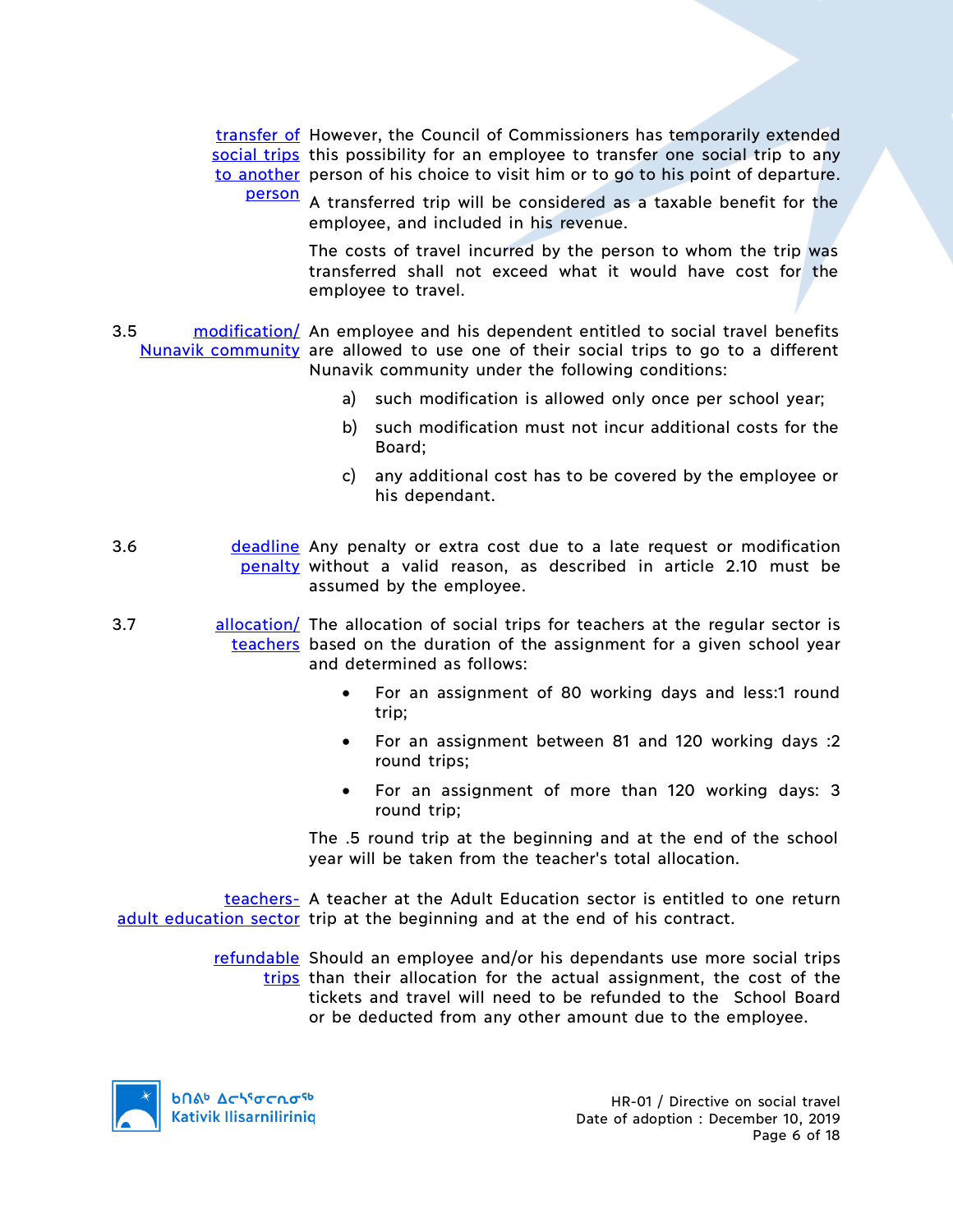**transfer of social trips to another person** However, the Council of Commissioners has temporarily extended this possibility for an employee to transfer one social trip to any person of his choice to visit him or to go to his point of departure.

A transferred trip will be considered as a taxable benefit for the employee, and included in his revenue.

The costs of travel incurred by the person to whom the trip was transferred shall not exceed what it would have cost for the employee to travel.

3.5 **modification/ Nunavik community** An employee and his dependent entitled to social travel benefits are allowed to use one of their social trips to go to a different Nunavik community under the following conditions:

a) such modification is allowed only once per school year;

b) such modification must not incur additional costs for the Board;

c) any additional cost has to be covered by the employee or his dependant.

3.6 **deadline penalty** Any penalty or extra cost due to a late request or modification without a valid reason, as described in article 2.10 must be assumed by the employee.

3.7 **allocation/ teachers** The allocation of social trips for teachers at the regular sector is based on the duration of the assignment for a given school year and determined as follows:

- For an assignment of 80 working days and less:1 round trip;
- For an assignment between 81 and 120 working days :2 round trips;
- For an assignment of more than 120 working days: 3 round trip;

The .5 round trip at the beginning and at the end of the school year will be taken from the teacher's total allocation.

**teachers- adult education sector** A teacher at the Adult Education sector is entitled to one return trip at the beginning and at the end of his contract.

**refundable trips** Should an employee and/or his dependants use more social trips than their allocation for the actual assignment, the cost of the tickets and travel will need to be refunded to the School Board or be deducted from any other amount due to the employee.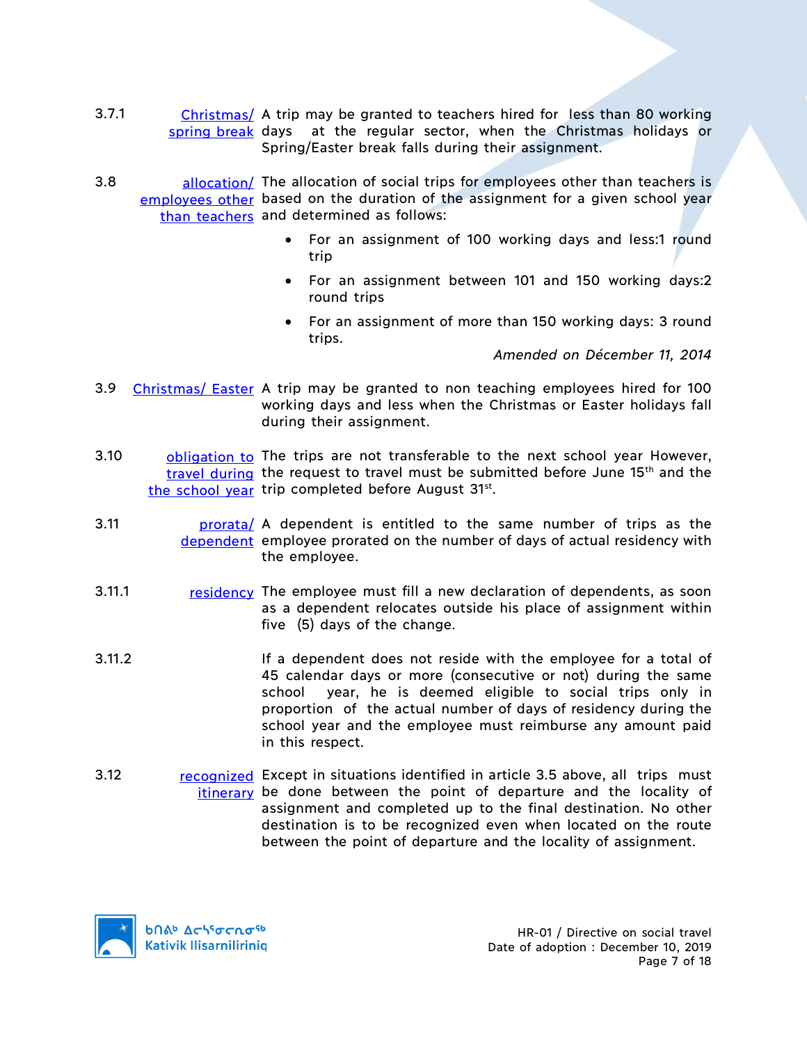3.7.1 Christmas/ spring break — A trip may be granted to teachers hired for less than 80 working days at the regular sector, when the Christmas holidays or Spring/Easter break falls during their assignment.

3.8 allocation/ employees other than teachers — The allocation of social trips for employees other than teachers is based on the duration of the assignment for a given school year and determined as follows:

- For an assignment of 100 working days and less:1 round trip
- For an assignment between 101 and 150 working days:2 round trips
- For an assignment of more than 150 working days: 3 round trips.

*Amended on Décember 11, 2014*

3.9 Christmas/ Easter — A trip may be granted to non teaching employees hired for 100 working days and less when the Christmas or Easter holidays fall during their assignment.

3.10 obligation to travel during the school year — The trips are not transferable to the next school year However, the request to travel must be submitted before June 15th and the trip completed before August 31st.

3.11 prorata/ dependent — A dependent is entitled to the same number of trips as the employee prorated on the number of days of actual residency with the employee.

3.11.1 residency — The employee must fill a new declaration of dependents, as soon as a dependent relocates outside his place of assignment within five (5) days of the change.

3.11.2 If a dependent does not reside with the employee for a total of 45 calendar days or more (consecutive or not) during the same school year, he is deemed eligible to social trips only in proportion of the actual number of days of residency during the school year and the employee must reimburse any amount paid in this respect.

3.12 recognized itinerary — Except in situations identified in article 3.5 above, all trips must be done between the point of departure and the locality of assignment and completed up to the final destination. No other destination is to be recognized even when located on the route between the point of departure and the locality of assignment.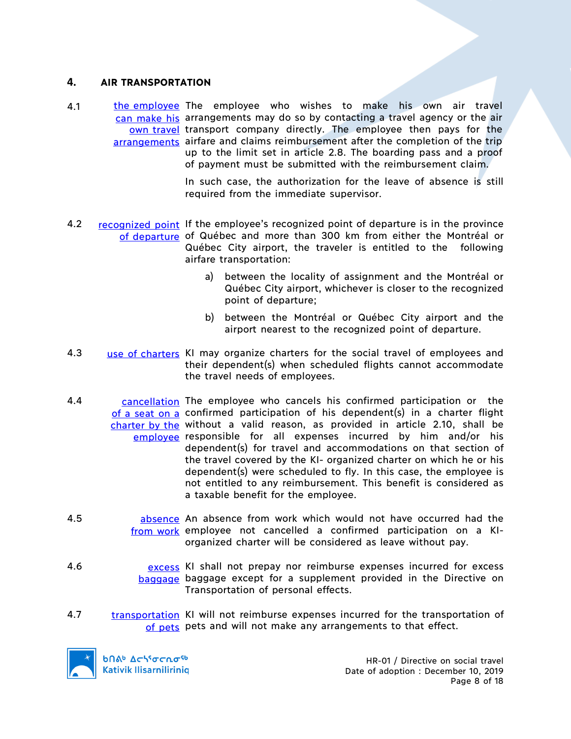## 4. AIR TRANSPORTATION

4.1 **the employee can make his own travel arrangements** — The employee who wishes to make his own air travel arrangements may do so by contacting a travel agency or the air transport company directly. The employee then pays for the airfare and claims reimbursement after the completion of the trip up to the limit set in article 2.8. The boarding pass and a proof of payment must be submitted with the reimbursement claim.

In such case, the authorization for the leave of absence is still required from the immediate supervisor.

4.2 **recognized point of departure** — If the employee's recognized point of departure is in the province of Québec and more than 300 km from either the Montréal or Québec City airport, the traveler is entitled to the following airfare transportation:

a) between the locality of assignment and the Montréal or Québec City airport, whichever is closer to the recognized point of departure;

b) between the Montréal or Québec City airport and the airport nearest to the recognized point of departure.

4.3 **use of charters** — KI may organize charters for the social travel of employees and their dependent(s) when scheduled flights cannot accommodate the travel needs of employees.

4.4 **cancellation of a seat on a charter by the employee** — The employee who cancels his confirmed participation or the confirmed participation of his dependent(s) in a charter flight without a valid reason, as provided in article 2.10, shall be responsible for all expenses incurred by him and/or his dependent(s) for travel and accommodations on that section of the travel covered by the KI- organized charter on which he or his dependent(s) were scheduled to fly. In this case, the employee is not entitled to any reimbursement. This benefit is considered as a taxable benefit for the employee.

4.5 **absence from work** — An absence from work which would not have occurred had the employee not cancelled a confirmed participation on a KI-organized charter will be considered as leave without pay.

4.6 **excess baggage** — KI shall not prepay nor reimburse expenses incurred for excess baggage except for a supplement provided in the Directive on Transportation of personal effects.

4.7 **transportation of pets** — KI will not reimburse expenses incurred for the transportation of pets and will not make any arrangements to that effect.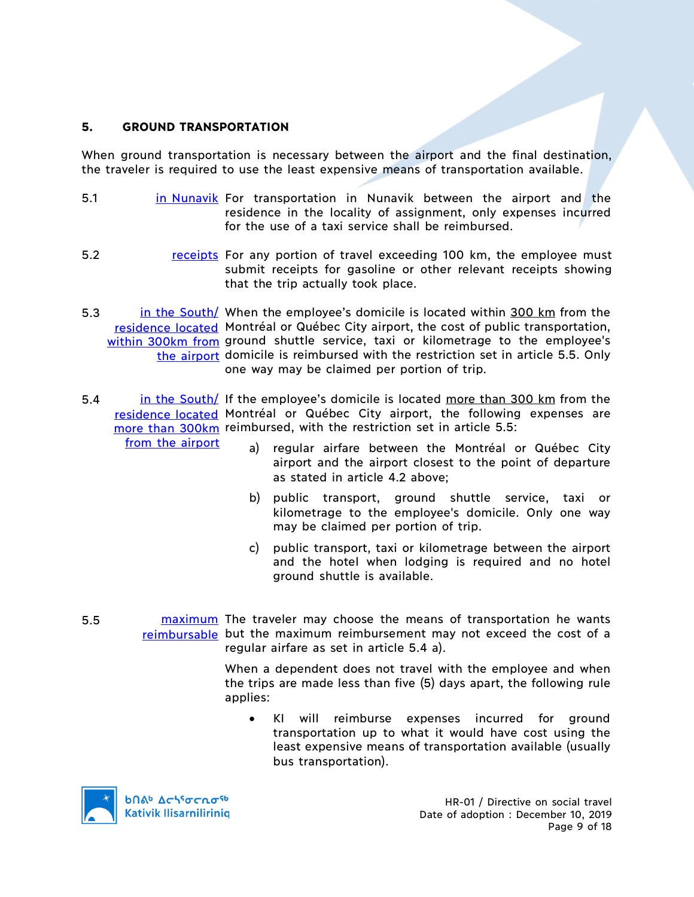## 5. GROUND TRANSPORTATION

When ground transportation is necessary between the airport and the final destination, the traveler is required to use the least expensive means of transportation available.

5.1 **in Nunavik** For transportation in Nunavik between the airport and the residence in the locality of assignment, only expenses incurred for the use of a taxi service shall be reimbursed.

5.2 **receipts** For any portion of travel exceeding 100 km, the employee must submit receipts for gasoline or other relevant receipts showing that the trip actually took place.

5.3 **in the South/ residence located within 300km from the airport** When the employee's domicile is located within 300 km from the Montréal or Québec City airport, the cost of public transportation, ground shuttle service, taxi or kilometrage to the employee's domicile is reimbursed with the restriction set in article 5.5. Only one way may be claimed per portion of trip.

5.4 **in the South/ residence located more than 300km from the airport** If the employee's domicile is located more than 300 km from the Montréal or Québec City airport, the following expenses are reimbursed, with the restriction set in article 5.5:

a) regular airfare between the Montréal or Québec City airport and the airport closest to the point of departure as stated in article 4.2 above;

b) public transport, ground shuttle service, taxi or kilometrage to the employee's domicile. Only one way may be claimed per portion of trip.

c) public transport, taxi or kilometrage between the airport and the hotel when lodging is required and no hotel ground shuttle is available.

5.5 **maximum reimbursable** The traveler may choose the means of transportation he wants but the maximum reimbursement may not exceed the cost of a regular airfare as set in article 5.4 a).

When a dependent does not travel with the employee and when the trips are made less than five (5) days apart, the following rule applies:

- KI will reimburse expenses incurred for ground transportation up to what it would have cost using the least expensive means of transportation available (usually bus transportation).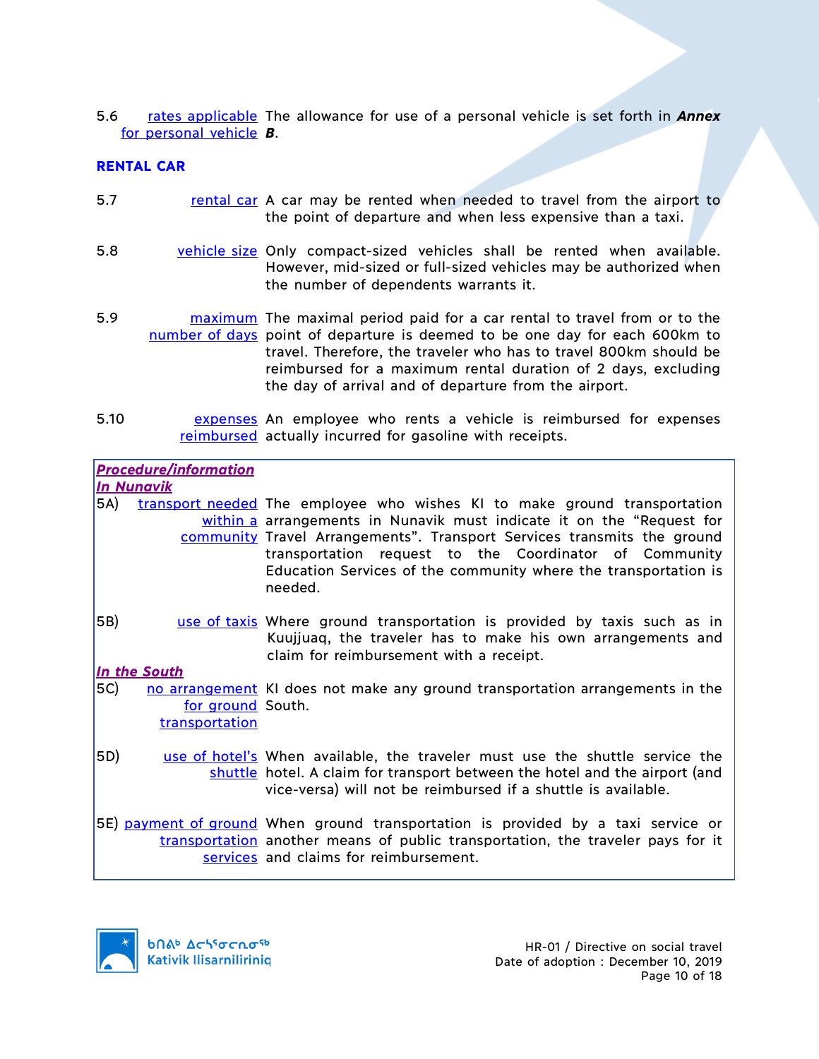5.6 rates applicable for personal vehicle The allowance for use of a personal vehicle is set forth in ***Annex B***.

**RENTAL CAR**

5.7 rental car A car may be rented when needed to travel from the airport to the point of departure and when less expensive than a taxi.

5.8 vehicle size Only compact-sized vehicles shall be rented when available. However, mid-sized or full-sized vehicles may be authorized when the number of dependents warrants it.

5.9 maximum number of days The maximal period paid for a car rental to travel from or to the point of departure is deemed to be one day for each 600km to travel. Therefore, the traveler who has to travel 800km should be reimbursed for a maximum rental duration of 2 days, excluding the day of arrival and of departure from the airport.

5.10 expenses reimbursed An employee who rents a vehicle is reimbursed for expenses actually incurred for gasoline with receipts.

***Procedure/information***

***In Nunavik***

5A) transport needed within a community The employee who wishes KI to make ground transportation arrangements in Nunavik must indicate it on the "Request for Travel Arrangements". Transport Services transmits the ground transportation request to the Coordinator of Community Education Services of the community where the transportation is needed.

5B) use of taxis Where ground transportation is provided by taxis such as in Kuujjuaq, the traveler has to make his own arrangements and claim for reimbursement with a receipt.

***In the South***

5C) no arrangement for ground transportation KI does not make any ground transportation arrangements in the South.

5D) use of hotel's shuttle When available, the traveler must use the shuttle service the hotel. A claim for transport between the hotel and the airport (and vice-versa) will not be reimbursed if a shuttle is available.

5E) payment of ground transportation services When ground transportation is provided by a taxi service or another means of public transportation, the traveler pays for it and claims for reimbursement.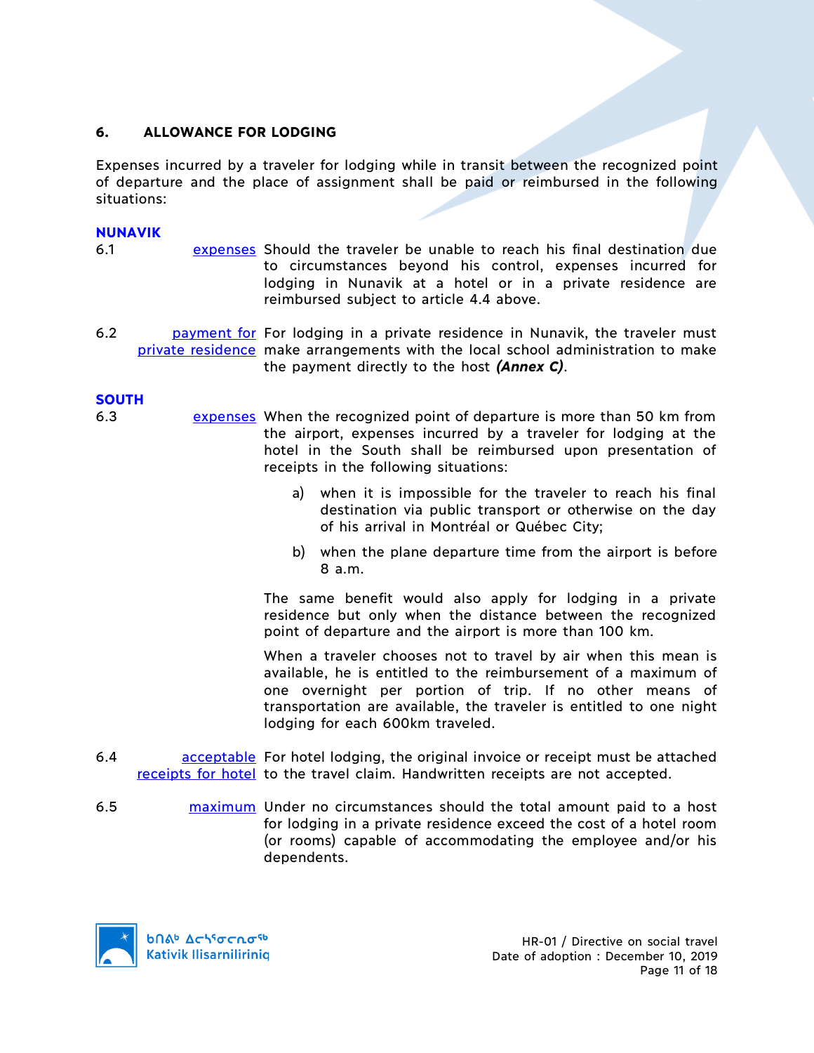## 6. ALLOWANCE FOR LODGING

Expenses incurred by a traveler for lodging while in transit between the recognized point of departure and the place of assignment shall be paid or reimbursed in the following situations:

### NUNAVIK

6.1 expenses — Should the traveler be unable to reach his final destination due to circumstances beyond his control, expenses incurred for lodging in Nunavik at a hotel or in a private residence are reimbursed subject to article 4.4 above.

6.2 payment for private residence — For lodging in a private residence in Nunavik, the traveler must make arrangements with the local school administration to make the payment directly to the host ***(Annex C)***.

### SOUTH

6.3 expenses — When the recognized point of departure is more than 50 km from the airport, expenses incurred by a traveler for lodging at the hotel in the South shall be reimbursed upon presentation of receipts in the following situations:

a) when it is impossible for the traveler to reach his final destination via public transport or otherwise on the day of his arrival in Montréal or Québec City;

b) when the plane departure time from the airport is before 8 a.m.

The same benefit would also apply for lodging in a private residence but only when the distance between the recognized point of departure and the airport is more than 100 km.

When a traveler chooses not to travel by air when this mean is available, he is entitled to the reimbursement of a maximum of one overnight per portion of trip. If no other means of transportation are available, the traveler is entitled to one night lodging for each 600km traveled.

6.4 acceptable receipts for hotel — For hotel lodging, the original invoice or receipt must be attached to the travel claim. Handwritten receipts are not accepted.

6.5 maximum — Under no circumstances should the total amount paid to a host for lodging in a private residence exceed the cost of a hotel room (or rooms) capable of accommodating the employee and/or his dependents.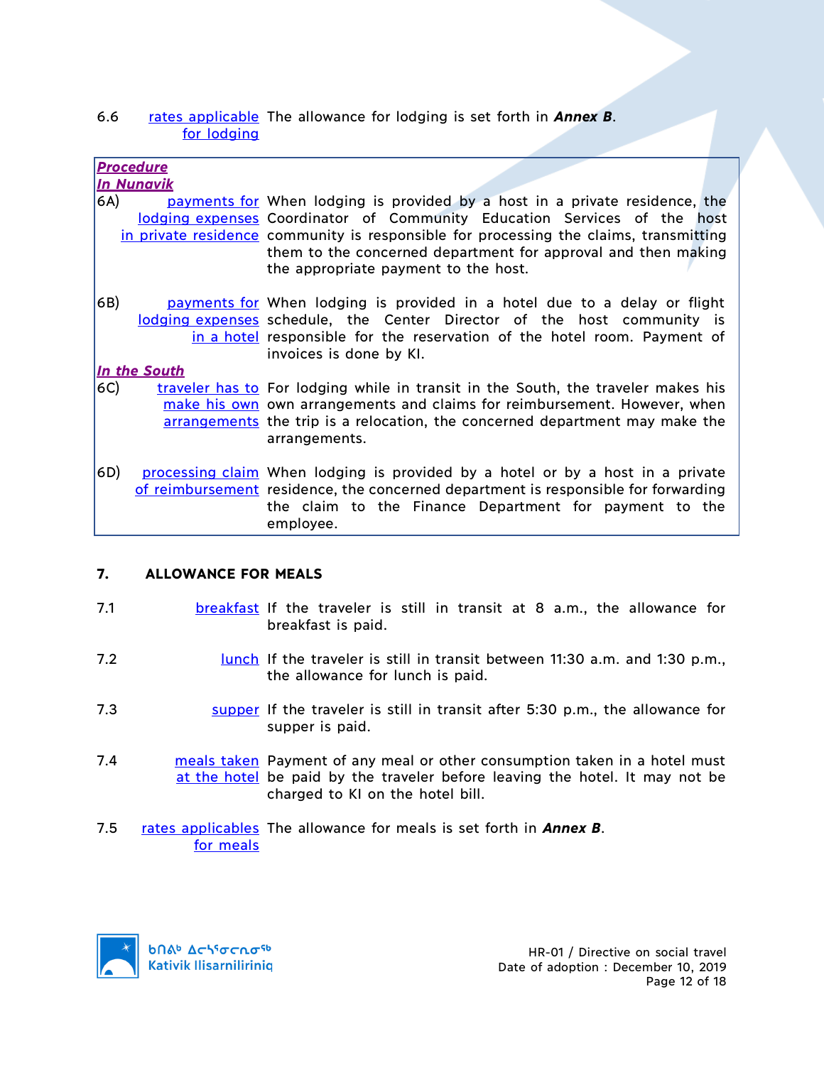6.6 rates applicable for lodging — The allowance for lodging is set forth in ***Annex B***.

***Procedure***

***In Nunavik***

6A) payments for lodging expenses in private residence — When lodging is provided by a host in a private residence, the Coordinator of Community Education Services of the host community is responsible for processing the claims, transmitting them to the concerned department for approval and then making the appropriate payment to the host.

6B) payments for lodging expenses in a hotel — When lodging is provided in a hotel due to a delay or flight schedule, the Center Director of the host community is responsible for the reservation of the hotel room. Payment of invoices is done by KI.

***In the South***

6C) traveler has to make his own arrangements — For lodging while in transit in the South, the traveler makes his own arrangements and claims for reimbursement. However, when the trip is a relocation, the concerned department may make the arrangements.

6D) processing claim of reimbursement — When lodging is provided by a hotel or by a host in a private residence, the concerned department is responsible for forwarding the claim to the Finance Department for payment to the employee.

## 7. ALLOWANCE FOR MEALS

7.1 breakfast — If the traveler is still in transit at 8 a.m., the allowance for breakfast is paid.

7.2 lunch — If the traveler is still in transit between 11:30 a.m. and 1:30 p.m., the allowance for lunch is paid.

7.3 supper — If the traveler is still in transit after 5:30 p.m., the allowance for supper is paid.

7.4 meals taken at the hotel — Payment of any meal or other consumption taken in a hotel must be paid by the traveler before leaving the hotel. It may not be charged to KI on the hotel bill.

7.5 rates applicables for meals — The allowance for meals is set forth in ***Annex B***.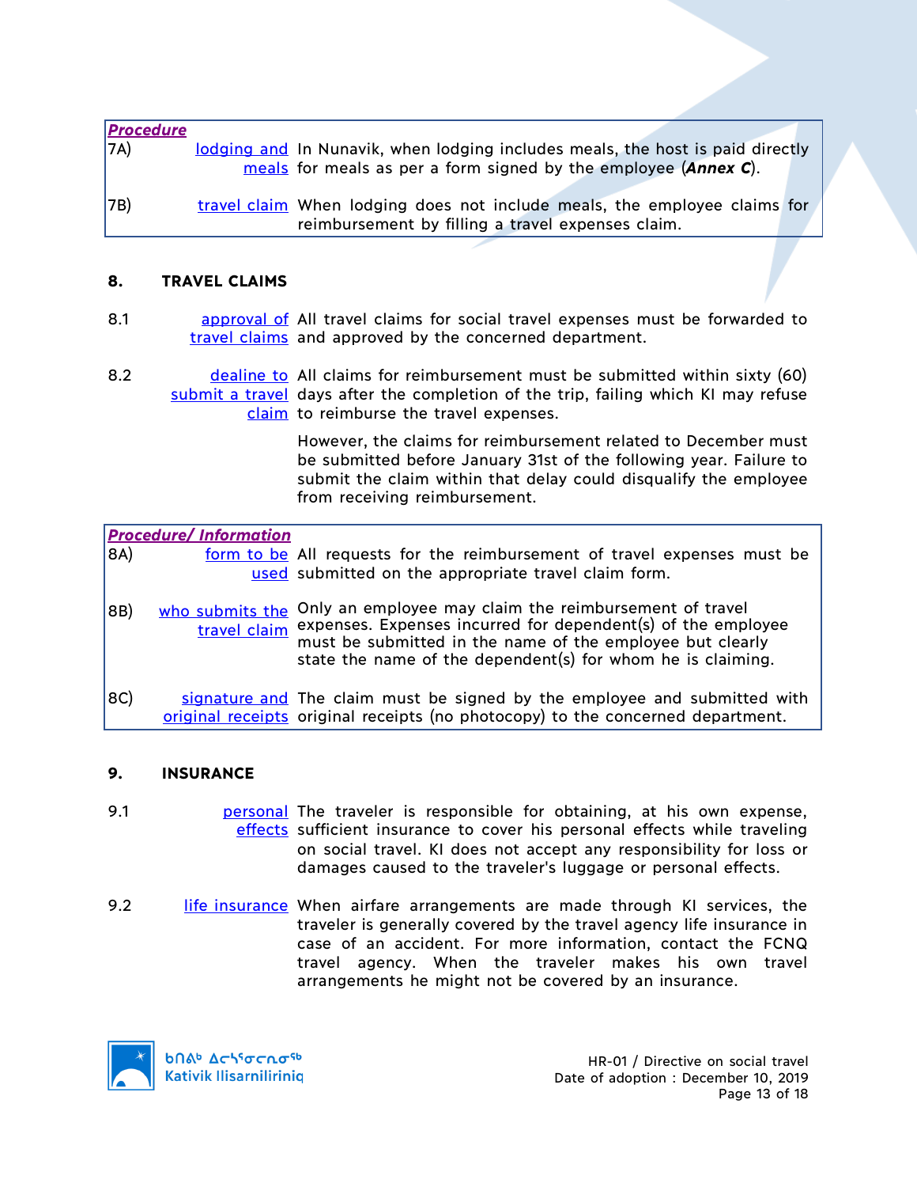***Procedure***

7A) lodging and meals — In Nunavik, when lodging includes meals, the host is paid directly for meals as per a form signed by the employee (***Annex C***).

7B) travel claim — When lodging does not include meals, the employee claims for reimbursement by filling a travel expenses claim.

## 8. TRAVEL CLAIMS

8.1 approval of travel claims — All travel claims for social travel expenses must be forwarded to and approved by the concerned department.

8.2 dealine to submit a travel claim — All claims for reimbursement must be submitted within sixty (60) days after the completion of the trip, failing which KI may refuse to reimburse the travel expenses.

However, the claims for reimbursement related to December must be submitted before January 31st of the following year. Failure to submit the claim within that delay could disqualify the employee from receiving reimbursement.

***Procedure/ Information***

8A) form to be used — All requests for the reimbursement of travel expenses must be submitted on the appropriate travel claim form.

8B) who submits the travel claim — Only an employee may claim the reimbursement of travel expenses. Expenses incurred for dependent(s) of the employee must be submitted in the name of the employee but clearly state the name of the dependent(s) for whom he is claiming.

8C) signature and original receipts — The claim must be signed by the employee and submitted with original receipts (no photocopy) to the concerned department.

## 9. INSURANCE

9.1 personal effects — The traveler is responsible for obtaining, at his own expense, sufficient insurance to cover his personal effects while traveling on social travel. KI does not accept any responsibility for loss or damages caused to the traveler's luggage or personal effects.

9.2 life insurance — When airfare arrangements are made through KI services, the traveler is generally covered by the travel agency life insurance in case of an accident. For more information, contact the FCNQ travel agency. When the traveler makes his own travel arrangements he might not be covered by an insurance.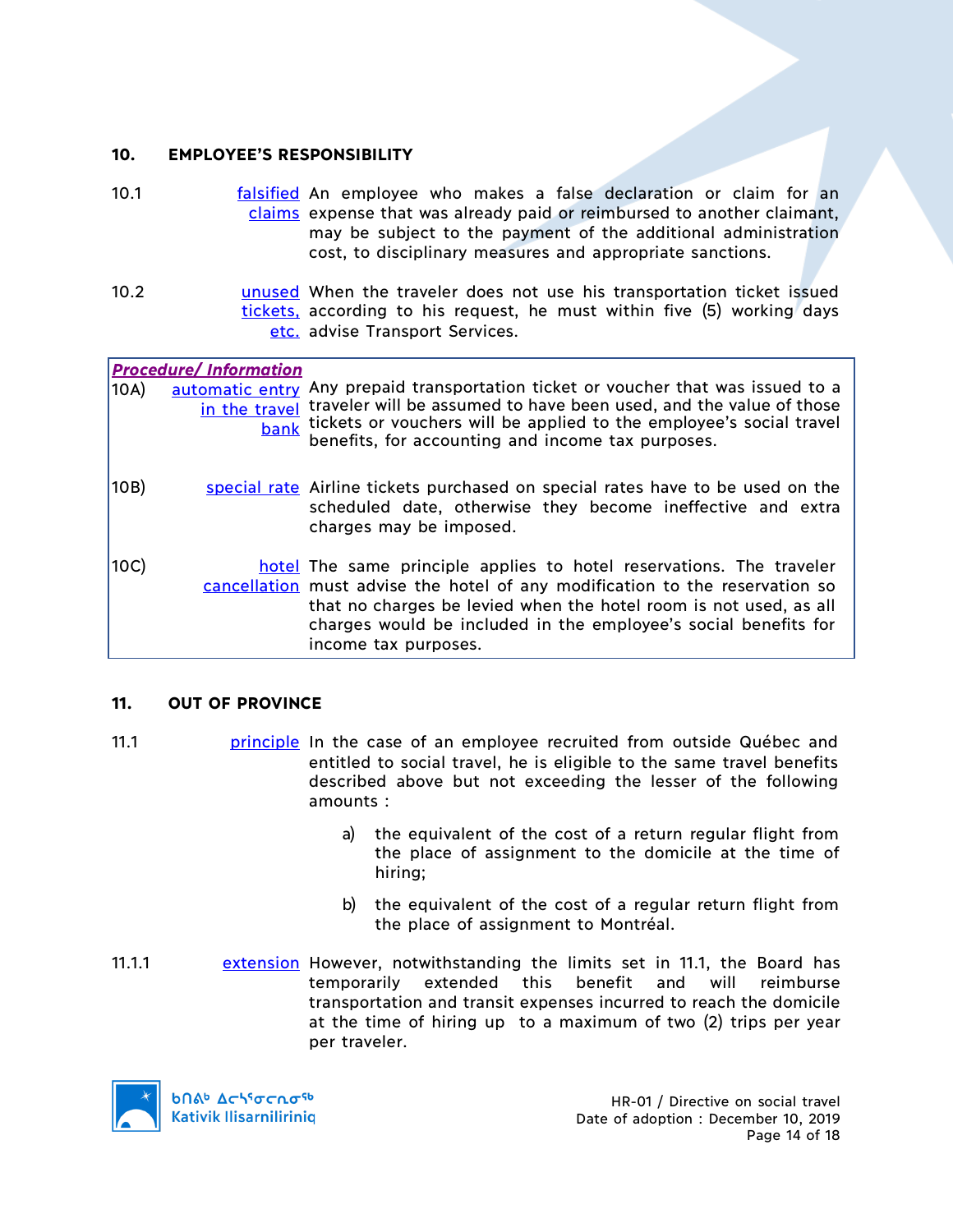## 10. EMPLOYEE'S RESPONSIBILITY

10.1 falsified claims — An employee who makes a false declaration or claim for an expense that was already paid or reimbursed to another claimant, may be subject to the payment of the additional administration cost, to disciplinary measures and appropriate sanctions.

10.2 unused tickets, etc. — When the traveler does not use his transportation ticket issued according to his request, he must within five (5) working days advise Transport Services.

> ***Procedure/ Information***
>
> 10A) automatic entry in the travel bank — Any prepaid transportation ticket or voucher that was issued to a traveler will be assumed to have been used, and the value of those tickets or vouchers will be applied to the employee's social travel benefits, for accounting and income tax purposes.
>
> 10B) special rate — Airline tickets purchased on special rates have to be used on the scheduled date, otherwise they become ineffective and extra charges may be imposed.
>
> 10C) hotel cancellation — The same principle applies to hotel reservations. The traveler must advise the hotel of any modification to the reservation so that no charges be levied when the hotel room is not used, as all charges would be included in the employee's social benefits for income tax purposes.

## 11. OUT OF PROVINCE

11.1 principle — In the case of an employee recruited from outside Québec and entitled to social travel, he is eligible to the same travel benefits described above but not exceeding the lesser of the following amounts :

a) the equivalent of the cost of a return regular flight from the place of assignment to the domicile at the time of hiring;

b) the equivalent of the cost of a regular return flight from the place of assignment to Montréal.

11.1.1 extension — However, notwithstanding the limits set in 11.1, the Board has temporarily extended this benefit and will reimburse transportation and transit expenses incurred to reach the domicile at the time of hiring up to a maximum of two (2) trips per year per traveler.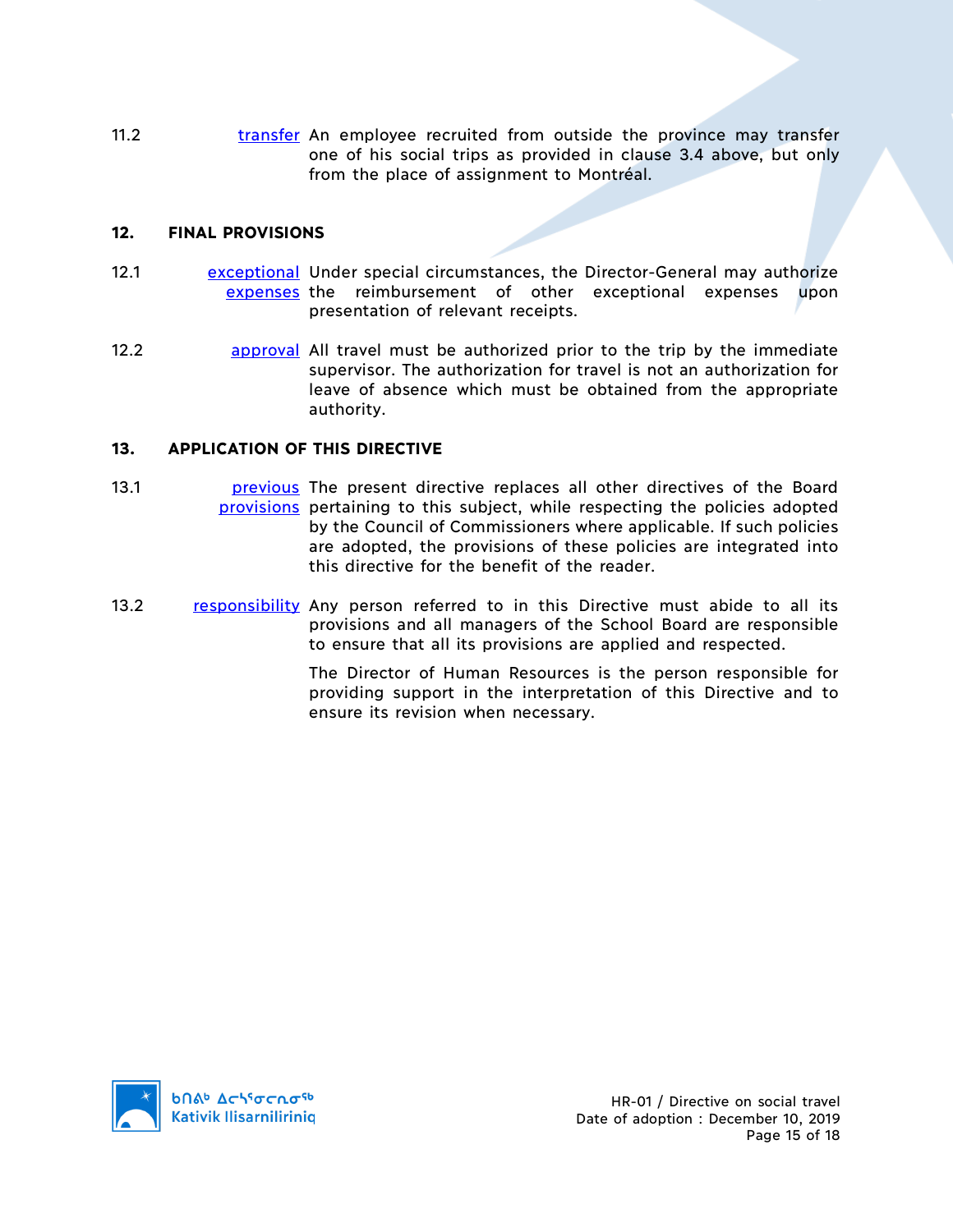11.2 transfer An employee recruited from outside the province may transfer one of his social trips as provided in clause 3.4 above, but only from the place of assignment to Montréal.

## 12. FINAL PROVISIONS

12.1 exceptional expenses Under special circumstances, the Director-General may authorize the reimbursement of other exceptional expenses upon presentation of relevant receipts.

12.2 approval All travel must be authorized prior to the trip by the immediate supervisor. The authorization for travel is not an authorization for leave of absence which must be obtained from the appropriate authority.

## 13. APPLICATION OF THIS DIRECTIVE

13.1 previous provisions The present directive replaces all other directives of the Board pertaining to this subject, while respecting the policies adopted by the Council of Commissioners where applicable. If such policies are adopted, the provisions of these policies are integrated into this directive for the benefit of the reader.

13.2 responsibility Any person referred to in this Directive must abide to all its provisions and all managers of the School Board are responsible to ensure that all its provisions are applied and respected.

The Director of Human Resources is the person responsible for providing support in the interpretation of this Directive and to ensure its revision when necessary.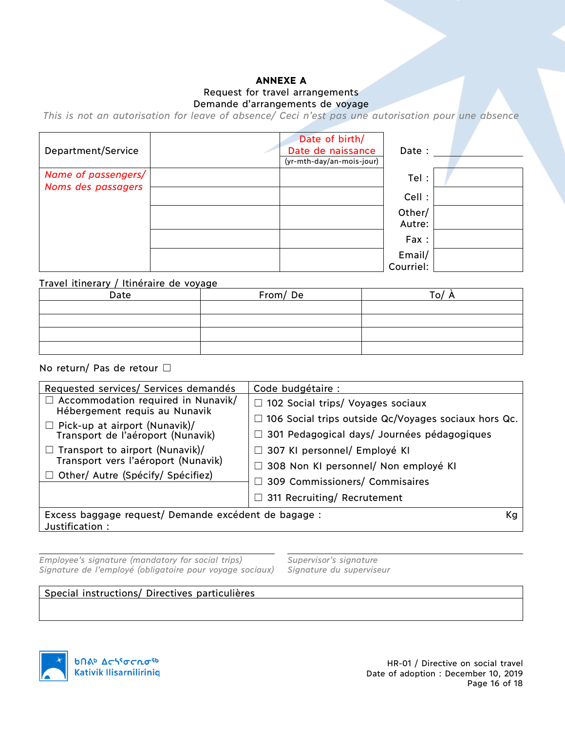# ANNEXE A

Request for travel arrangements
Demande d'arrangements de voyage

*This is not an autorisation for leave of absence/ Ceci n'est pas une autorisation pour une absence*

| Department/Service | | Date of birth/ Date de naissance (yr-mth-day/an-mois-jour) | Date : | |
|---|---|---|---|---|
| *Name of passengers/ Noms des passagers* | | | Tel : | |
| | | | Cell : | |
| | | | Other/ Autre: | |
| | | | Fax : | |
| | | | Email/ Courriel: | |

Travel itinerary / Itinéraire de voyage

| Date | From/ De | To/ À |
|---|---|---|
| | | |
| | | |
| | | |
| | | |

No return/ Pas de retour ☐

| Requested services/ Services demandés | Code budgétaire : |
|---|---|
| ☐ Accommodation required in Nunavik/ Hébergement requis au Nunavik | ☐ 102 Social trips/ Voyages sociaux |
| | ☐ 106 Social trips outside Qc/Voyages sociaux hors Qc. |
| ☐ Pick-up at airport (Nunavik)/ Transport de l'aéroport (Nunavik) | ☐ 301 Pedagogical days/ Journées pédagogiques |
| ☐ Transport to airport (Nunavik)/ Transport vers l'aéroport (Nunavik) | ☐ 307 KI personnel/ Employé KI |
| | ☐ 308 Non KI personnel/ Non employé KI |
| ☐ Other/ Autre (Spécify/ Spécifiez) | ☐ 309 Commissioners/ Commisaires |
| | ☐ 311 Recruiting/ Recrutement |

| Excess baggage request/ Demande excédent de bagage : Kg |
|---|
| Justification : |

*Employee's signature (mandatory for social trips)*
*Signature de l'employé (obligatoire pour voyage sociaux)*

*Supervisor's signature*
*Signature du superviseur*

| Special instructions/ Directives particulières |
|---|
| |

ᑲᑎᕝᕕᒃ ᐃᓕᓴᕐᓂᓕᕆᓂᖅ
Kativik Ilisarniliriniq

HR-01 / Directive on social travel
Date of adoption : December 10, 2019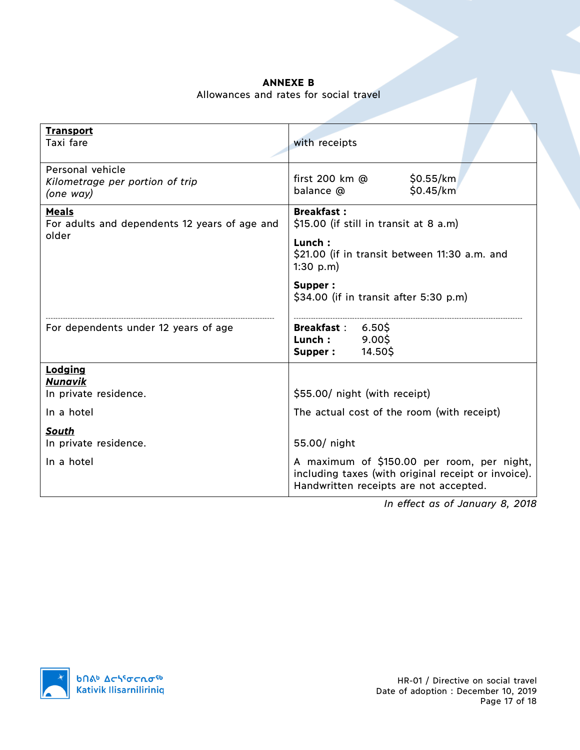# ANNEXE B

Allowances and rates for social travel

| | |
|---|---|
| **Transport**<br>Taxi fare | with receipts |
| Personal vehicle<br>*Kilometrage per portion of trip*<br>*(one way)* | first 200 km @ $0.55/km<br>balance @ $0.45/km |
| **Meals**<br>For adults and dependents 12 years of age and older | **Breakfast :**<br>$15.00 (if still in transit at 8 a.m)<br>**Lunch :**<br>$21.00 (if in transit between 11:30 a.m. and 1:30 p.m)<br>**Supper :**<br>$34.00 (if in transit after 5:30 p.m) |
| For dependents under 12 years of age | **Breakfast :** 6.50$<br>**Lunch :** 9.00$<br>**Supper :** 14.50$ |
| **Lodging**<br>***Nunavik***<br>In private residence. | $55.00/ night (with receipt) |
| In a hotel | The actual cost of the room (with receipt) |
| ***South***<br>In private residence. | 55.00/ night |
| In a hotel | A maximum of $150.00 per room, per night, including taxes (with original receipt or invoice). Handwritten receipts are not accepted. |

*In effect as of January 8, 2018*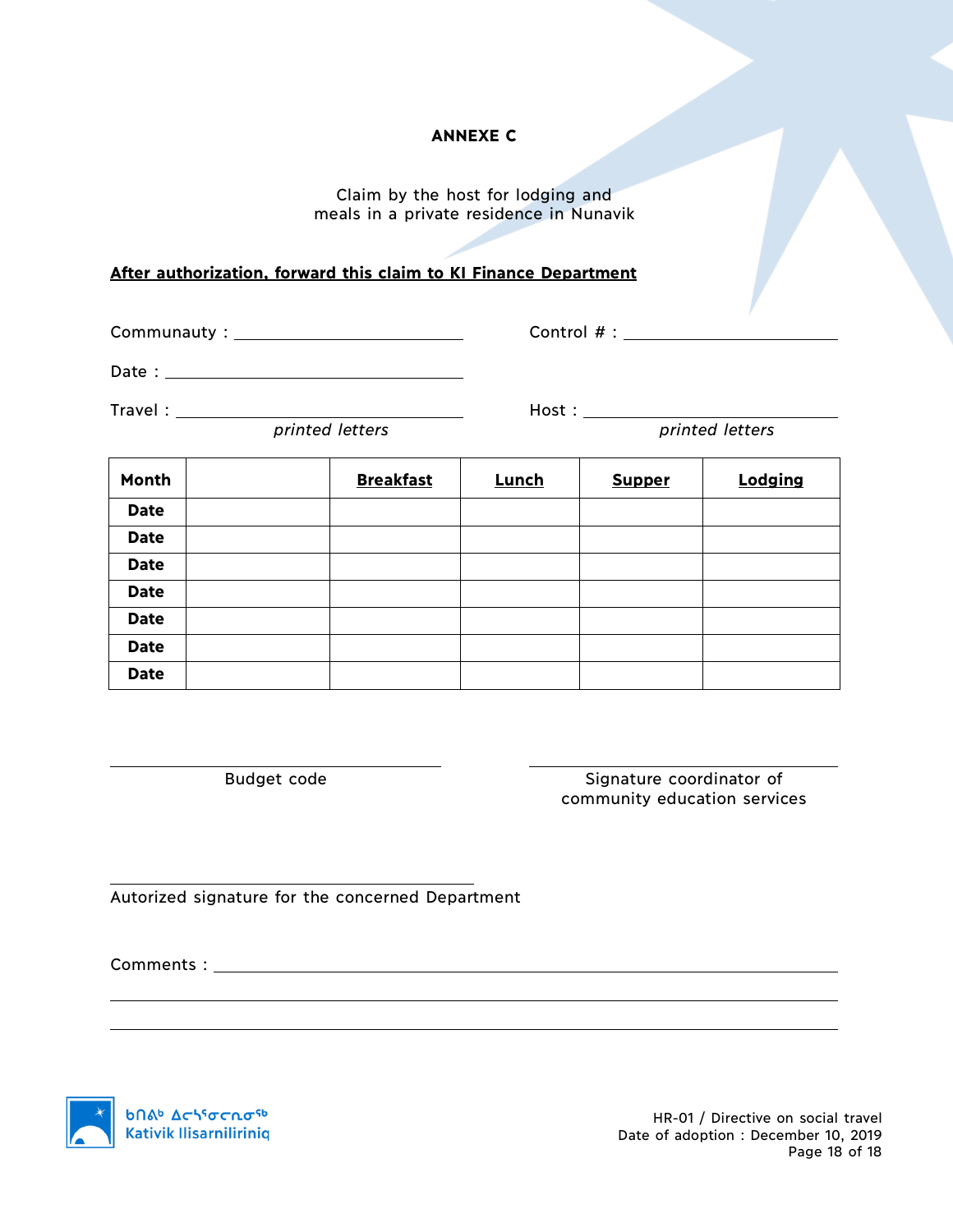**ANNEXE C**

Claim by the host for lodging and
meals in a private residence in Nunavik

**After authorization, forward this claim to KI Finance Department**

Communauty : ____________________   Control # : ____________________

Date : ____________________

Travel : ____________________   Host : ____________________
*printed letters*   *printed letters*

| Month | | Breakfast | Lunch | Supper | Lodging |
|---|---|---|---|---|---|
| Date | | | | | |
| Date | | | | | |
| Date | | | | | |
| Date | | | | | |
| Date | | | | | |
| Date | | | | | |
| Date | | | | | |

____________________
Budget code

____________________
Signature coordinator of community education services

____________________
Autorized signature for the concerned Department

Comments : ____________________